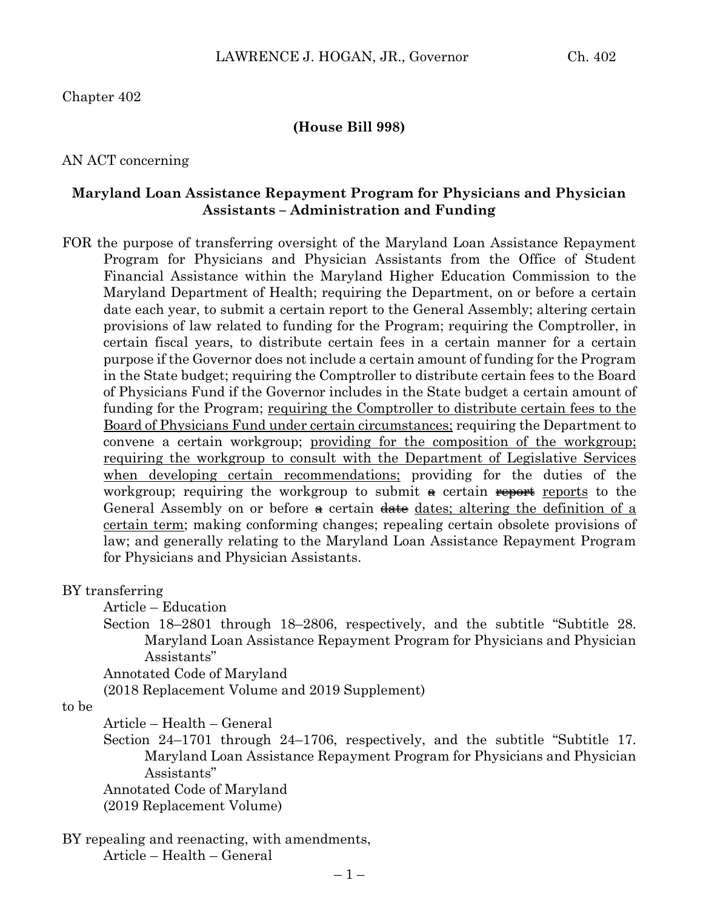Chapter 402

**(House Bill 998)**

AN ACT concerning

**Maryland Loan Assistance Repayment Program for Physicians and Physician Assistants – Administration and Funding**

FOR the purpose of transferring oversight of the Maryland Loan Assistance Repayment Program for Physicians and Physician Assistants from the Office of Student Financial Assistance within the Maryland Higher Education Commission to the Maryland Department of Health; requiring the Department, on or before a certain date each year, to submit a certain report to the General Assembly; altering certain provisions of law related to funding for the Program; requiring the Comptroller, in certain fiscal years, to distribute certain fees in a certain manner for a certain purpose if the Governor does not include a certain amount of funding for the Program in the State budget; requiring the Comptroller to distribute certain fees to the Board of Physicians Fund if the Governor includes in the State budget a certain amount of funding for the Program; <u>requiring the Comptroller to distribute certain fees to the Board of Physicians Fund under certain circumstances;</u> requiring the Department to convene a certain workgroup; <u>providing for the composition of the workgroup; requiring the workgroup to consult with the Department of Legislative Services when developing certain recommendations;</u> providing for the duties of the workgroup; requiring the workgroup to submit ~~a~~ certain ~~report~~ <u>reports</u> to the General Assembly on or before ~~a~~ certain ~~date~~ <u>dates; altering the definition of a certain term</u>; making conforming changes; repealing certain obsolete provisions of law; and generally relating to the Maryland Loan Assistance Repayment Program for Physicians and Physician Assistants.

BY transferring

Article – Education

Section 18–2801 through 18–2806, respectively, and the subtitle "Subtitle 28. Maryland Loan Assistance Repayment Program for Physicians and Physician Assistants"

Annotated Code of Maryland

(2018 Replacement Volume and 2019 Supplement)

to be

Article – Health – General

Section 24–1701 through 24–1706, respectively, and the subtitle "Subtitle 17. Maryland Loan Assistance Repayment Program for Physicians and Physician Assistants"

Annotated Code of Maryland

(2019 Replacement Volume)

BY repealing and reenacting, with amendments,

Article – Health – General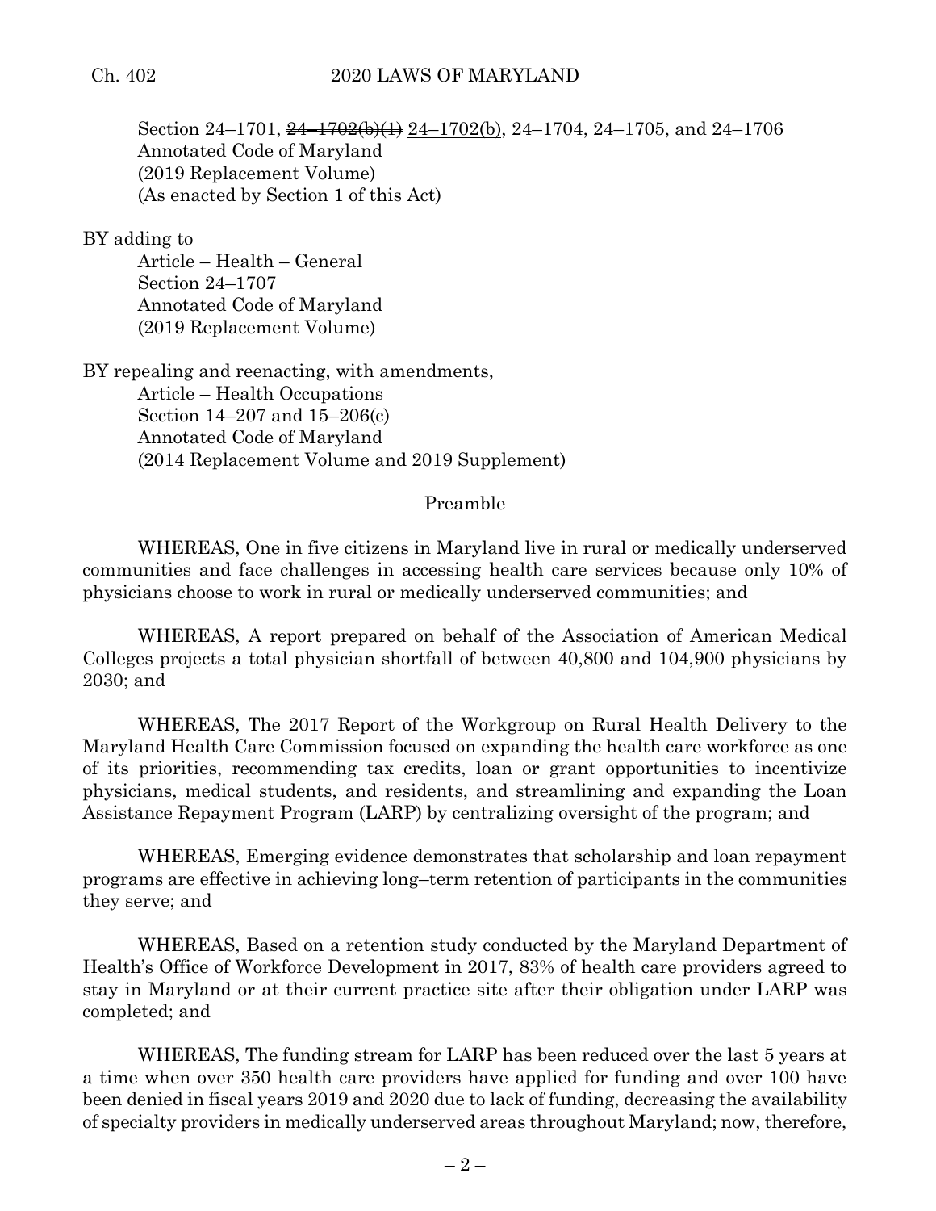Section 24–1701, ~~24–1702(b)(1)~~ 24–1702(b), 24–1704, 24–1705, and 24–1706
Annotated Code of Maryland
(2019 Replacement Volume)
(As enacted by Section 1 of this Act)

BY adding to
Article – Health – General
Section 24–1707
Annotated Code of Maryland
(2019 Replacement Volume)

BY repealing and reenacting, with amendments,
Article – Health Occupations
Section 14–207 and 15–206(c)
Annotated Code of Maryland
(2014 Replacement Volume and 2019 Supplement)

Preamble

WHEREAS, One in five citizens in Maryland live in rural or medically underserved communities and face challenges in accessing health care services because only 10% of physicians choose to work in rural or medically underserved communities; and

WHEREAS, A report prepared on behalf of the Association of American Medical Colleges projects a total physician shortfall of between 40,800 and 104,900 physicians by 2030; and

WHEREAS, The 2017 Report of the Workgroup on Rural Health Delivery to the Maryland Health Care Commission focused on expanding the health care workforce as one of its priorities, recommending tax credits, loan or grant opportunities to incentivize physicians, medical students, and residents, and streamlining and expanding the Loan Assistance Repayment Program (LARP) by centralizing oversight of the program; and

WHEREAS, Emerging evidence demonstrates that scholarship and loan repayment programs are effective in achieving long–term retention of participants in the communities they serve; and

WHEREAS, Based on a retention study conducted by the Maryland Department of Health's Office of Workforce Development in 2017, 83% of health care providers agreed to stay in Maryland or at their current practice site after their obligation under LARP was completed; and

WHEREAS, The funding stream for LARP has been reduced over the last 5 years at a time when over 350 health care providers have applied for funding and over 100 have been denied in fiscal years 2019 and 2020 due to lack of funding, decreasing the availability of specialty providers in medically underserved areas throughout Maryland; now, therefore,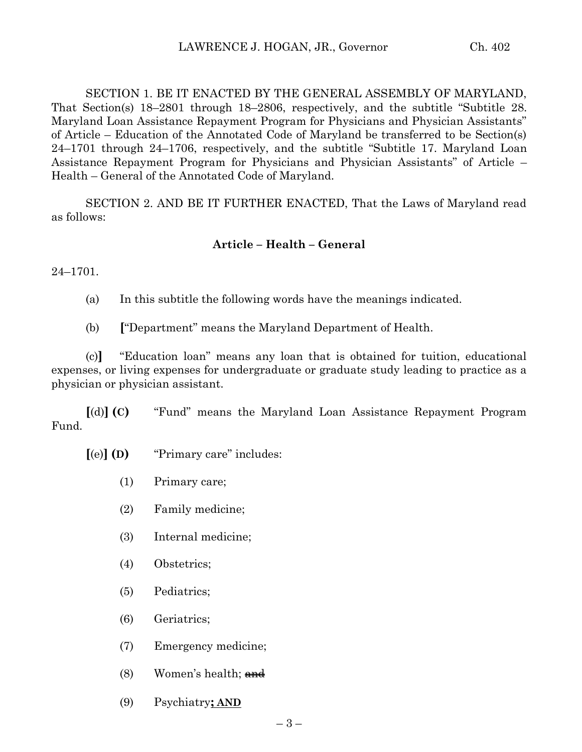SECTION 1. BE IT ENACTED BY THE GENERAL ASSEMBLY OF MARYLAND, That Section(s) 18–2801 through 18–2806, respectively, and the subtitle "Subtitle 28. Maryland Loan Assistance Repayment Program for Physicians and Physician Assistants" of Article – Education of the Annotated Code of Maryland be transferred to be Section(s) 24–1701 through 24–1706, respectively, and the subtitle "Subtitle 17. Maryland Loan Assistance Repayment Program for Physicians and Physician Assistants" of Article – Health – General of the Annotated Code of Maryland.

SECTION 2. AND BE IT FURTHER ENACTED, That the Laws of Maryland read as follows:

**Article – Health – General**

24–1701.

(a) In this subtitle the following words have the meanings indicated.

(b) **[**"Department" means the Maryland Department of Health.

(c)**]** "Education loan" means any loan that is obtained for tuition, educational expenses, or living expenses for undergraduate or graduate study leading to practice as a physician or physician assistant.

**[**(d)**] (C)** "Fund" means the Maryland Loan Assistance Repayment Program Fund.

**[**(e)**] (D)** "Primary care" includes:

(1) Primary care;

(2) Family medicine;

(3) Internal medicine;

(4) Obstetrics;

(5) Pediatrics;

(6) Geriatrics;

(7) Emergency medicine;

(8) Women's health; ~~and~~

(9) Psychiatry**; AND**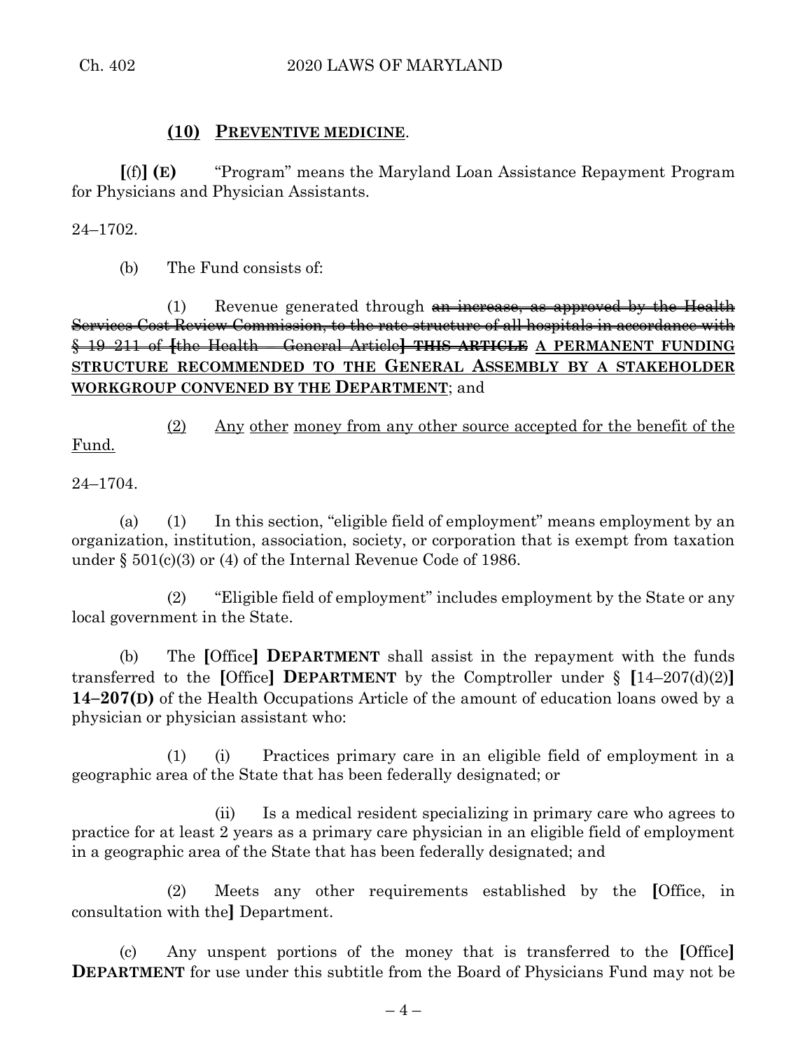**(10) PREVENTIVE MEDICINE**.

**[**(f)**] (E)** "Program" means the Maryland Loan Assistance Repayment Program for Physicians and Physician Assistants.

24–1702.

(b) The Fund consists of:

(1) Revenue generated through ~~an increase, as approved by the Health Services Cost Review Commission, to the rate structure of all hospitals in accordance with § 19–211 of~~ ~~**[**the Health – General Article**]**~~ ~~**THIS ARTICLE**~~ **A PERMANENT FUNDING STRUCTURE RECOMMENDED TO THE GENERAL ASSEMBLY BY A STAKEHOLDER WORKGROUP CONVENED BY THE DEPARTMENT**; and

(2) Any other money from any other source accepted for the benefit of the Fund.

24–1704.

(a) (1) In this section, "eligible field of employment" means employment by an organization, institution, association, society, or corporation that is exempt from taxation under § 501(c)(3) or (4) of the Internal Revenue Code of 1986.

(2) "Eligible field of employment" includes employment by the State or any local government in the State.

(b) The **[**Office**] DEPARTMENT** shall assist in the repayment with the funds transferred to the **[**Office**] DEPARTMENT** by the Comptroller under § **[**14–207(d)(2)**] 14–207(D)** of the Health Occupations Article of the amount of education loans owed by a physician or physician assistant who:

(1) (i) Practices primary care in an eligible field of employment in a geographic area of the State that has been federally designated; or

(ii) Is a medical resident specializing in primary care who agrees to practice for at least 2 years as a primary care physician in an eligible field of employment in a geographic area of the State that has been federally designated; and

(2) Meets any other requirements established by the **[**Office, in consultation with the**]** Department.

(c) Any unspent portions of the money that is transferred to the **[**Office**] DEPARTMENT** for use under this subtitle from the Board of Physicians Fund may not be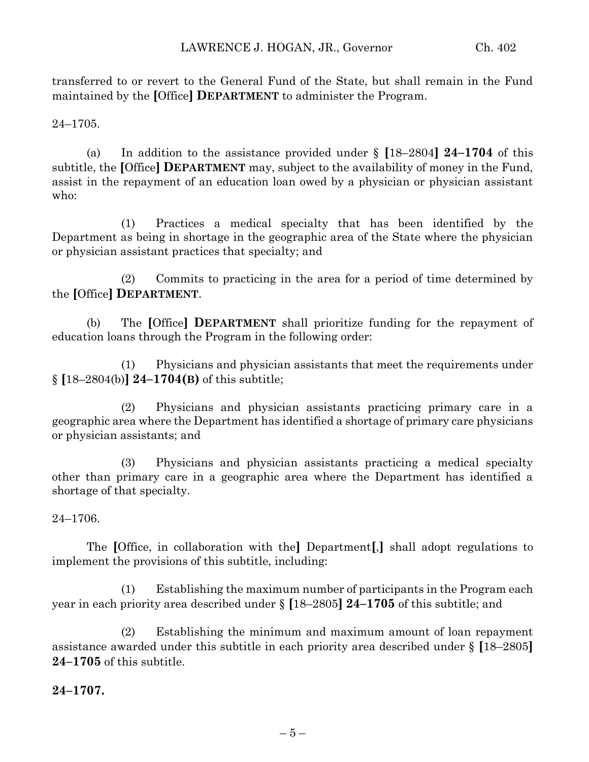transferred to or revert to the General Fund of the State, but shall remain in the Fund maintained by the [Office] **DEPARTMENT** to administer the Program.

24–1705.

(a) In addition to the assistance provided under § [18–2804] **24–1704** of this subtitle, the [Office] **DEPARTMENT** may, subject to the availability of money in the Fund, assist in the repayment of an education loan owed by a physician or physician assistant who:

(1) Practices a medical specialty that has been identified by the Department as being in shortage in the geographic area of the State where the physician or physician assistant practices that specialty; and

(2) Commits to practicing in the area for a period of time determined by the [Office] **DEPARTMENT**.

(b) The [Office] **DEPARTMENT** shall prioritize funding for the repayment of education loans through the Program in the following order:

(1) Physicians and physician assistants that meet the requirements under § [18–2804(b)] **24–1704(B)** of this subtitle;

(2) Physicians and physician assistants practicing primary care in a geographic area where the Department has identified a shortage of primary care physicians or physician assistants; and

(3) Physicians and physician assistants practicing a medical specialty other than primary care in a geographic area where the Department has identified a shortage of that specialty.

24–1706.

The [Office, in collaboration with the] Department[,] shall adopt regulations to implement the provisions of this subtitle, including:

(1) Establishing the maximum number of participants in the Program each year in each priority area described under § [18–2805] **24–1705** of this subtitle; and

(2) Establishing the minimum and maximum amount of loan repayment assistance awarded under this subtitle in each priority area described under § [18–2805] **24–1705** of this subtitle.

**24–1707.**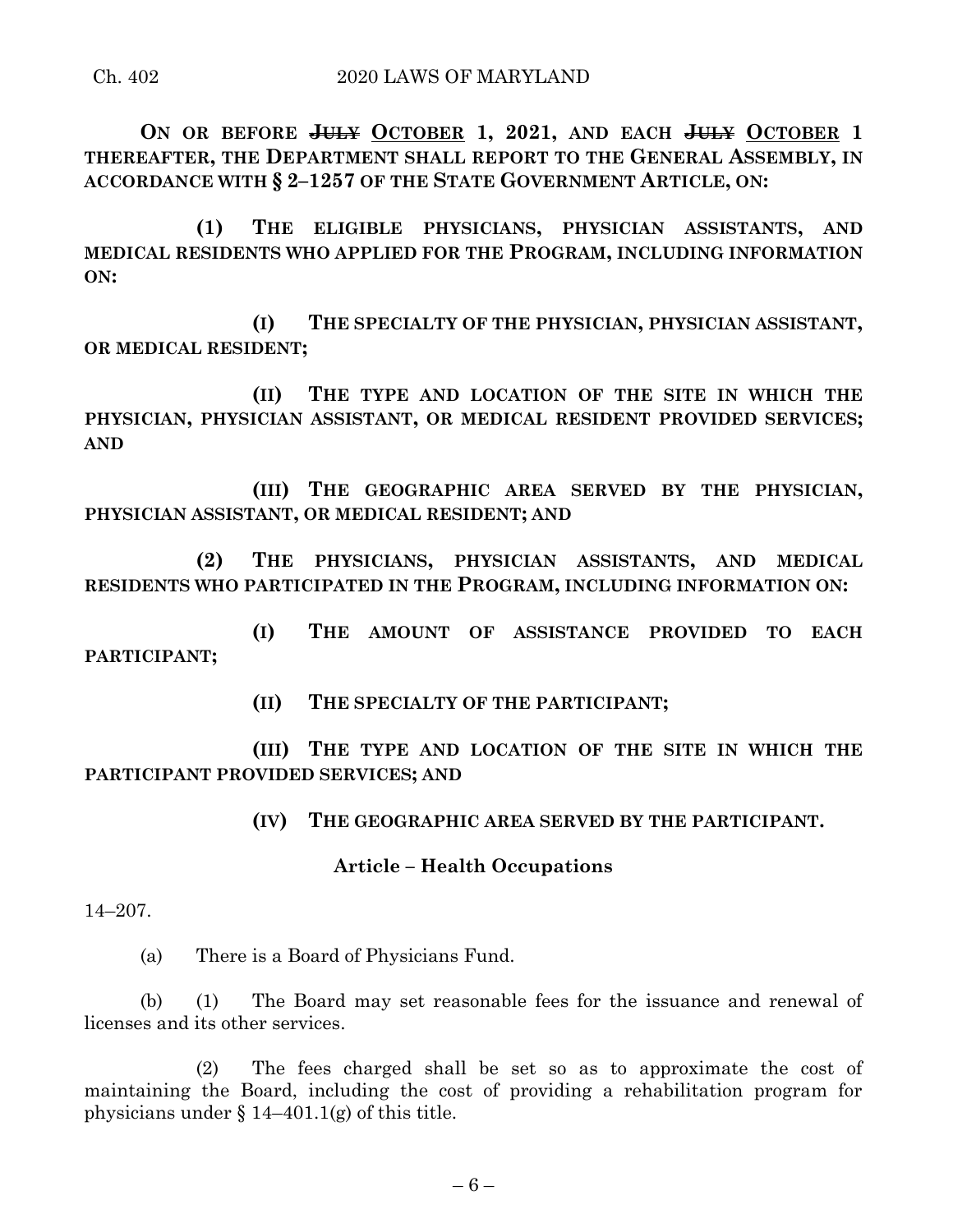**ON OR BEFORE ~~JULY~~ OCTOBER 1, 2021, AND EACH ~~JULY~~ OCTOBER 1 THEREAFTER, THE DEPARTMENT SHALL REPORT TO THE GENERAL ASSEMBLY, IN ACCORDANCE WITH § 2–1257 OF THE STATE GOVERNMENT ARTICLE, ON:**

**(1) THE ELIGIBLE PHYSICIANS, PHYSICIAN ASSISTANTS, AND MEDICAL RESIDENTS WHO APPLIED FOR THE PROGRAM, INCLUDING INFORMATION ON:**

**(I) THE SPECIALTY OF THE PHYSICIAN, PHYSICIAN ASSISTANT, OR MEDICAL RESIDENT;**

**(II) THE TYPE AND LOCATION OF THE SITE IN WHICH THE PHYSICIAN, PHYSICIAN ASSISTANT, OR MEDICAL RESIDENT PROVIDED SERVICES; AND**

**(III) THE GEOGRAPHIC AREA SERVED BY THE PHYSICIAN, PHYSICIAN ASSISTANT, OR MEDICAL RESIDENT; AND**

**(2) THE PHYSICIANS, PHYSICIAN ASSISTANTS, AND MEDICAL RESIDENTS WHO PARTICIPATED IN THE PROGRAM, INCLUDING INFORMATION ON:**

**(I) THE AMOUNT OF ASSISTANCE PROVIDED TO EACH PARTICIPANT;**

**(II) THE SPECIALTY OF THE PARTICIPANT;**

**(III) THE TYPE AND LOCATION OF THE SITE IN WHICH THE PARTICIPANT PROVIDED SERVICES; AND**

**(IV) THE GEOGRAPHIC AREA SERVED BY THE PARTICIPANT.**

**Article – Health Occupations**

14–207.

(a) There is a Board of Physicians Fund.

(b) (1) The Board may set reasonable fees for the issuance and renewal of licenses and its other services.

(2) The fees charged shall be set so as to approximate the cost of maintaining the Board, including the cost of providing a rehabilitation program for physicians under § 14–401.1(g) of this title.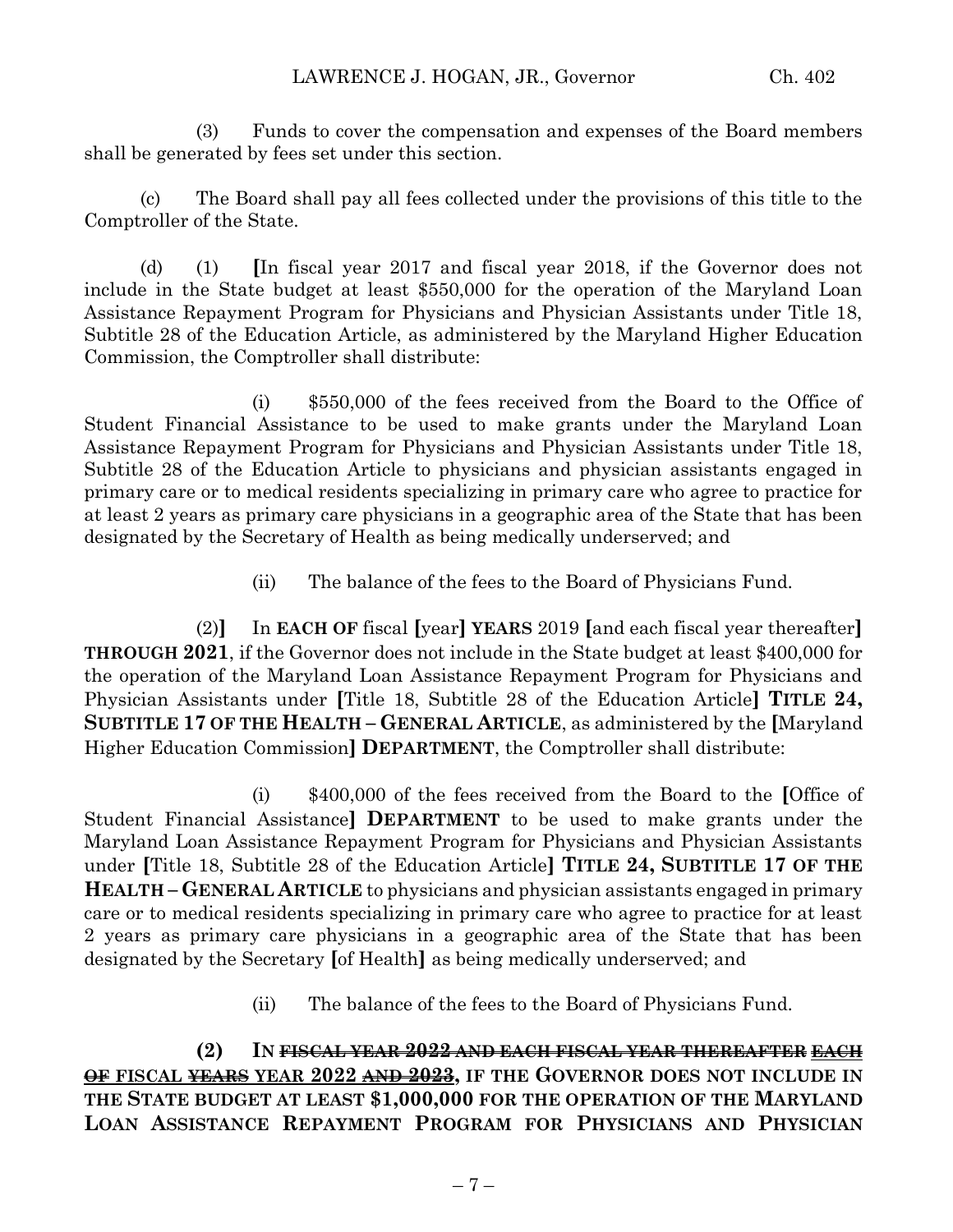(3) Funds to cover the compensation and expenses of the Board members shall be generated by fees set under this section.

(c) The Board shall pay all fees collected under the provisions of this title to the Comptroller of the State.

(d) (1) **[**In fiscal year 2017 and fiscal year 2018, if the Governor does not include in the State budget at least $550,000 for the operation of the Maryland Loan Assistance Repayment Program for Physicians and Physician Assistants under Title 18, Subtitle 28 of the Education Article, as administered by the Maryland Higher Education Commission, the Comptroller shall distribute:

(i) $550,000 of the fees received from the Board to the Office of Student Financial Assistance to be used to make grants under the Maryland Loan Assistance Repayment Program for Physicians and Physician Assistants under Title 18, Subtitle 28 of the Education Article to physicians and physician assistants engaged in primary care or to medical residents specializing in primary care who agree to practice for at least 2 years as primary care physicians in a geographic area of the State that has been designated by the Secretary of Health as being medically underserved; and

(ii) The balance of the fees to the Board of Physicians Fund.

(2)**]** In **EACH OF** fiscal **[**year**]** **YEARS** 2019 **[**and each fiscal year thereafter**]** **THROUGH 2021**, if the Governor does not include in the State budget at least $400,000 for the operation of the Maryland Loan Assistance Repayment Program for Physicians and Physician Assistants under **[**Title 18, Subtitle 28 of the Education Article**]** **TITLE 24, SUBTITLE 17 OF THE HEALTH – GENERAL ARTICLE**, as administered by the **[**Maryland Higher Education Commission**]** **DEPARTMENT**, the Comptroller shall distribute:

(i) $400,000 of the fees received from the Board to the **[**Office of Student Financial Assistance**]** **DEPARTMENT** to be used to make grants under the Maryland Loan Assistance Repayment Program for Physicians and Physician Assistants under **[**Title 18, Subtitle 28 of the Education Article**]** **TITLE 24, SUBTITLE 17 OF THE HEALTH – GENERAL ARTICLE** to physicians and physician assistants engaged in primary care or to medical residents specializing in primary care who agree to practice for at least 2 years as primary care physicians in a geographic area of the State that has been designated by the Secretary **[**of Health**]** as being medically underserved; and

(ii) The balance of the fees to the Board of Physicians Fund.

**(2) IN ~~FISCAL YEAR 2022 AND EACH FISCAL YEAR THEREAFTER~~ ~~EACH OF~~ FISCAL ~~YEARS~~ YEAR 2022 ~~AND 2023~~, IF THE GOVERNOR DOES NOT INCLUDE IN THE STATE BUDGET AT LEAST $1,000,000 FOR THE OPERATION OF THE MARYLAND LOAN ASSISTANCE REPAYMENT PROGRAM FOR PHYSICIANS AND PHYSICIAN**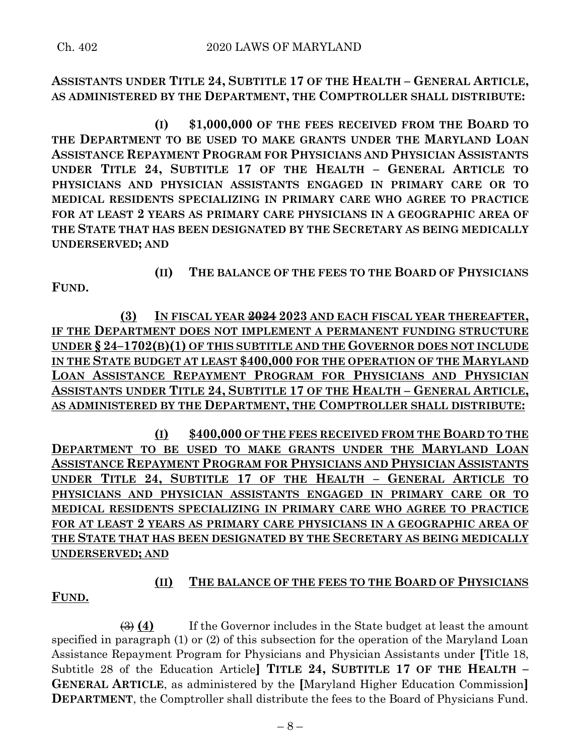**ASSISTANTS UNDER TITLE 24, SUBTITLE 17 OF THE HEALTH – GENERAL ARTICLE, AS ADMINISTERED BY THE DEPARTMENT, THE COMPTROLLER SHALL DISTRIBUTE:**

**(I) $1,000,000 OF THE FEES RECEIVED FROM THE BOARD TO THE DEPARTMENT TO BE USED TO MAKE GRANTS UNDER THE MARYLAND LOAN ASSISTANCE REPAYMENT PROGRAM FOR PHYSICIANS AND PHYSICIAN ASSISTANTS UNDER TITLE 24, SUBTITLE 17 OF THE HEALTH – GENERAL ARTICLE TO PHYSICIANS AND PHYSICIAN ASSISTANTS ENGAGED IN PRIMARY CARE OR TO MEDICAL RESIDENTS SPECIALIZING IN PRIMARY CARE WHO AGREE TO PRACTICE FOR AT LEAST 2 YEARS AS PRIMARY CARE PHYSICIANS IN A GEOGRAPHIC AREA OF THE STATE THAT HAS BEEN DESIGNATED BY THE SECRETARY AS BEING MEDICALLY UNDERSERVED; AND**

**(II) THE BALANCE OF THE FEES TO THE BOARD OF PHYSICIANS FUND.**

**(3) IN FISCAL YEAR ~~2024~~ 2023 AND EACH FISCAL YEAR THEREAFTER, IF THE DEPARTMENT DOES NOT IMPLEMENT A PERMANENT FUNDING STRUCTURE UNDER § 24–1702(B)(1) OF THIS SUBTITLE AND THE GOVERNOR DOES NOT INCLUDE IN THE STATE BUDGET AT LEAST $400,000 FOR THE OPERATION OF THE MARYLAND LOAN ASSISTANCE REPAYMENT PROGRAM FOR PHYSICIANS AND PHYSICIAN ASSISTANTS UNDER TITLE 24, SUBTITLE 17 OF THE HEALTH – GENERAL ARTICLE, AS ADMINISTERED BY THE DEPARTMENT, THE COMPTROLLER SHALL DISTRIBUTE:**

**(I) $400,000 OF THE FEES RECEIVED FROM THE BOARD TO THE DEPARTMENT TO BE USED TO MAKE GRANTS UNDER THE MARYLAND LOAN ASSISTANCE REPAYMENT PROGRAM FOR PHYSICIANS AND PHYSICIAN ASSISTANTS UNDER TITLE 24, SUBTITLE 17 OF THE HEALTH – GENERAL ARTICLE TO PHYSICIANS AND PHYSICIAN ASSISTANTS ENGAGED IN PRIMARY CARE OR TO MEDICAL RESIDENTS SPECIALIZING IN PRIMARY CARE WHO AGREE TO PRACTICE FOR AT LEAST 2 YEARS AS PRIMARY CARE PHYSICIANS IN A GEOGRAPHIC AREA OF THE STATE THAT HAS BEEN DESIGNATED BY THE SECRETARY AS BEING MEDICALLY UNDERSERVED; AND**

**(II) THE BALANCE OF THE FEES TO THE BOARD OF PHYSICIANS FUND.**

~~(3)~~ **(4)** If the Governor includes in the State budget at least the amount specified in paragraph (1) or (2) of this subsection for the operation of the Maryland Loan Assistance Repayment Program for Physicians and Physician Assistants under **[**Title 18, Subtitle 28 of the Education Article**]** **TITLE 24, SUBTITLE 17 OF THE HEALTH – GENERAL ARTICLE**, as administered by the **[**Maryland Higher Education Commission**]** **DEPARTMENT**, the Comptroller shall distribute the fees to the Board of Physicians Fund.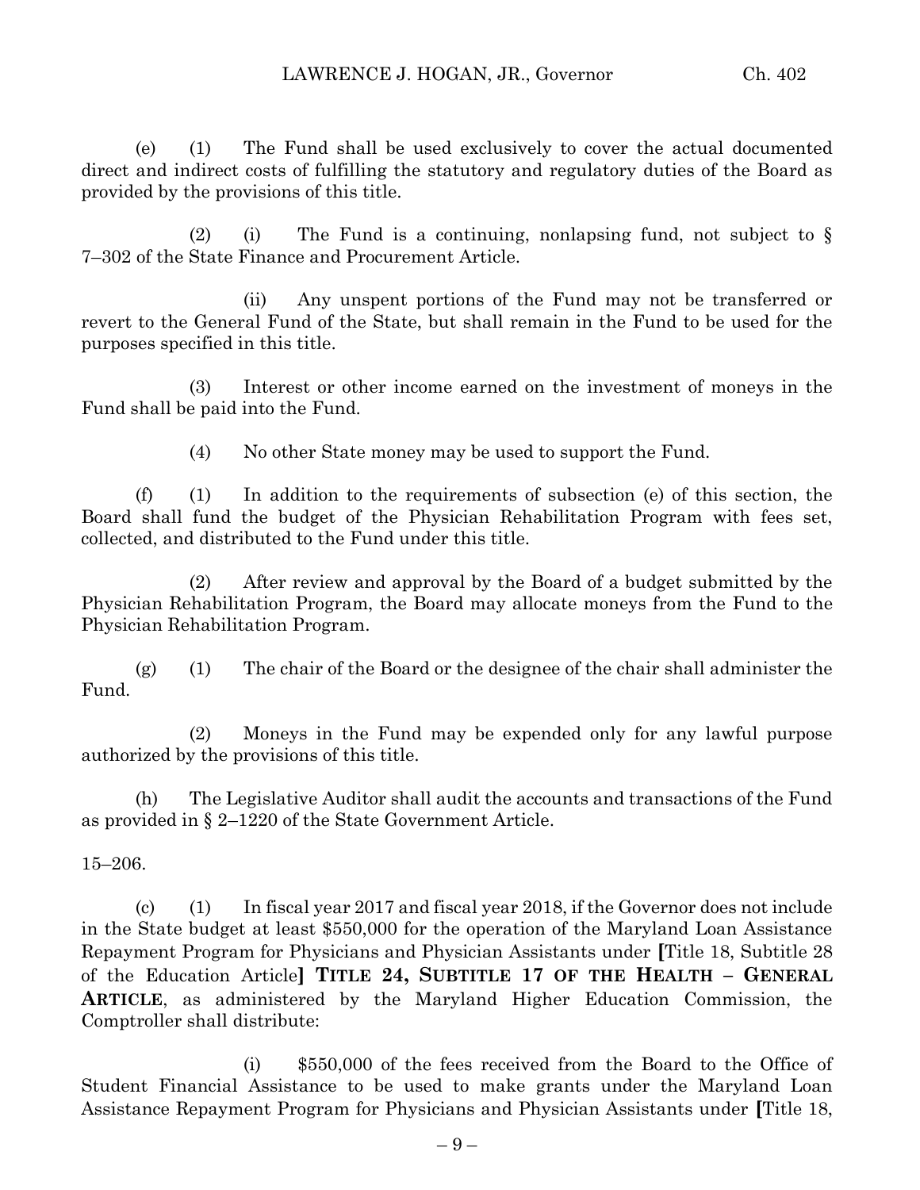(e) (1) The Fund shall be used exclusively to cover the actual documented direct and indirect costs of fulfilling the statutory and regulatory duties of the Board as provided by the provisions of this title.

(2) (i) The Fund is a continuing, nonlapsing fund, not subject to § 7–302 of the State Finance and Procurement Article.

(ii) Any unspent portions of the Fund may not be transferred or revert to the General Fund of the State, but shall remain in the Fund to be used for the purposes specified in this title.

(3) Interest or other income earned on the investment of moneys in the Fund shall be paid into the Fund.

(4) No other State money may be used to support the Fund.

(f) (1) In addition to the requirements of subsection (e) of this section, the Board shall fund the budget of the Physician Rehabilitation Program with fees set, collected, and distributed to the Fund under this title.

(2) After review and approval by the Board of a budget submitted by the Physician Rehabilitation Program, the Board may allocate moneys from the Fund to the Physician Rehabilitation Program.

(g) (1) The chair of the Board or the designee of the chair shall administer the Fund.

(2) Moneys in the Fund may be expended only for any lawful purpose authorized by the provisions of this title.

(h) The Legislative Auditor shall audit the accounts and transactions of the Fund as provided in § 2–1220 of the State Government Article.

15–206.

(c) (1) In fiscal year 2017 and fiscal year 2018, if the Governor does not include in the State budget at least $550,000 for the operation of the Maryland Loan Assistance Repayment Program for Physicians and Physician Assistants under **[**Title 18, Subtitle 28 of the Education Article**]** **TITLE 24, SUBTITLE 17 OF THE HEALTH – GENERAL ARTICLE**, as administered by the Maryland Higher Education Commission, the Comptroller shall distribute:

(i) $550,000 of the fees received from the Board to the Office of Student Financial Assistance to be used to make grants under the Maryland Loan Assistance Repayment Program for Physicians and Physician Assistants under **[**Title 18,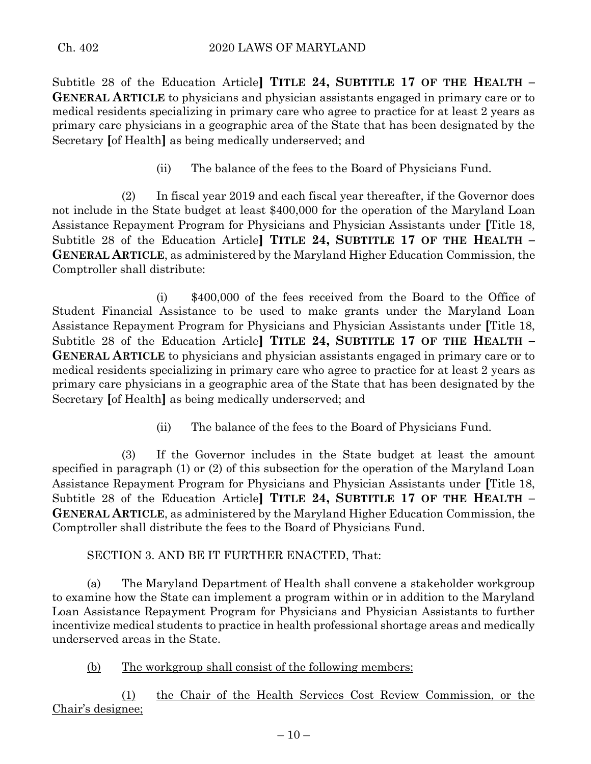Subtitle 28 of the Education Article] **TITLE 24, SUBTITLE 17 OF THE HEALTH – GENERAL ARTICLE** to physicians and physician assistants engaged in primary care or to medical residents specializing in primary care who agree to practice for at least 2 years as primary care physicians in a geographic area of the State that has been designated by the Secretary [of Health] as being medically underserved; and

(ii) The balance of the fees to the Board of Physicians Fund.

(2) In fiscal year 2019 and each fiscal year thereafter, if the Governor does not include in the State budget at least $400,000 for the operation of the Maryland Loan Assistance Repayment Program for Physicians and Physician Assistants under [Title 18, Subtitle 28 of the Education Article] **TITLE 24, SUBTITLE 17 OF THE HEALTH – GENERAL ARTICLE**, as administered by the Maryland Higher Education Commission, the Comptroller shall distribute:

(i) $400,000 of the fees received from the Board to the Office of Student Financial Assistance to be used to make grants under the Maryland Loan Assistance Repayment Program for Physicians and Physician Assistants under [Title 18, Subtitle 28 of the Education Article] **TITLE 24, SUBTITLE 17 OF THE HEALTH – GENERAL ARTICLE** to physicians and physician assistants engaged in primary care or to medical residents specializing in primary care who agree to practice for at least 2 years as primary care physicians in a geographic area of the State that has been designated by the Secretary [of Health] as being medically underserved; and

(ii) The balance of the fees to the Board of Physicians Fund.

(3) If the Governor includes in the State budget at least the amount specified in paragraph (1) or (2) of this subsection for the operation of the Maryland Loan Assistance Repayment Program for Physicians and Physician Assistants under [Title 18, Subtitle 28 of the Education Article] **TITLE 24, SUBTITLE 17 OF THE HEALTH – GENERAL ARTICLE**, as administered by the Maryland Higher Education Commission, the Comptroller shall distribute the fees to the Board of Physicians Fund.

SECTION 3. AND BE IT FURTHER ENACTED, That:

(a) The Maryland Department of Health shall convene a stakeholder workgroup to examine how the State can implement a program within or in addition to the Maryland Loan Assistance Repayment Program for Physicians and Physician Assistants to further incentivize medical students to practice in health professional shortage areas and medically underserved areas in the State.

<u>(b) The workgroup shall consist of the following members:</u>

<u>(1) the Chair of the Health Services Cost Review Commission, or the Chair's designee;</u>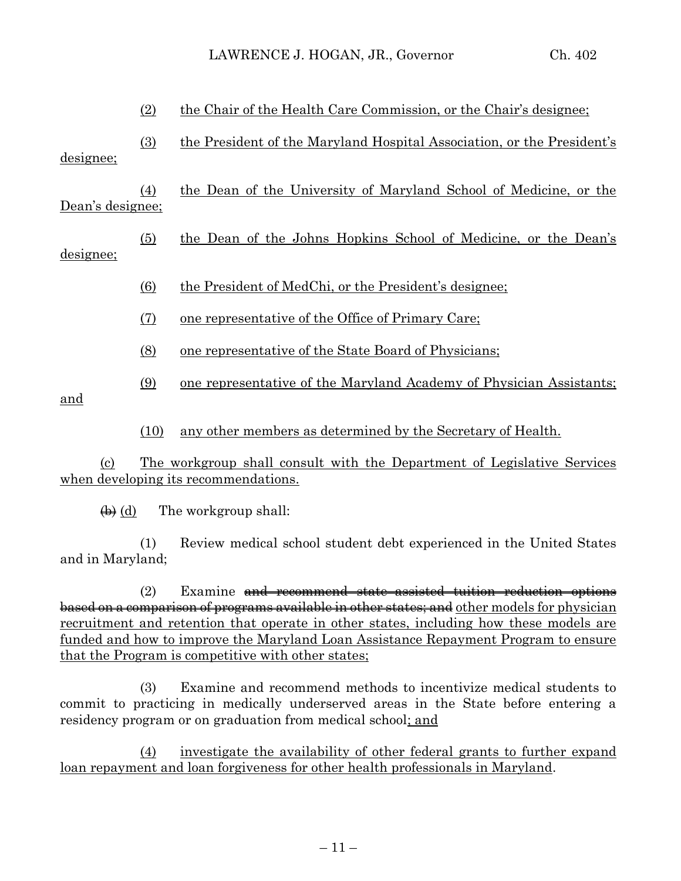(2) the Chair of the Health Care Commission, or the Chair's designee;

(3) the President of the Maryland Hospital Association, or the President's designee;

(4) the Dean of the University of Maryland School of Medicine, or the Dean's designee;

(5) the Dean of the Johns Hopkins School of Medicine, or the Dean's designee;

(6) the President of MedChi, or the President's designee;

(7) one representative of the Office of Primary Care;

(8) one representative of the State Board of Physicians;

(9) one representative of the Maryland Academy of Physician Assistants; and

(10) any other members as determined by the Secretary of Health.

(c) The workgroup shall consult with the Department of Legislative Services when developing its recommendations.

~~(b)~~ (d) The workgroup shall:

(1) Review medical school student debt experienced in the United States and in Maryland;

(2) Examine ~~and recommend state assisted tuition reduction options based on a comparison of programs available in other states; and~~ other models for physician recruitment and retention that operate in other states, including how these models are funded and how to improve the Maryland Loan Assistance Repayment Program to ensure that the Program is competitive with other states;

(3) Examine and recommend methods to incentivize medical students to commit to practicing in medically underserved areas in the State before entering a residency program or on graduation from medical school; and

(4) investigate the availability of other federal grants to further expand loan repayment and loan forgiveness for other health professionals in Maryland.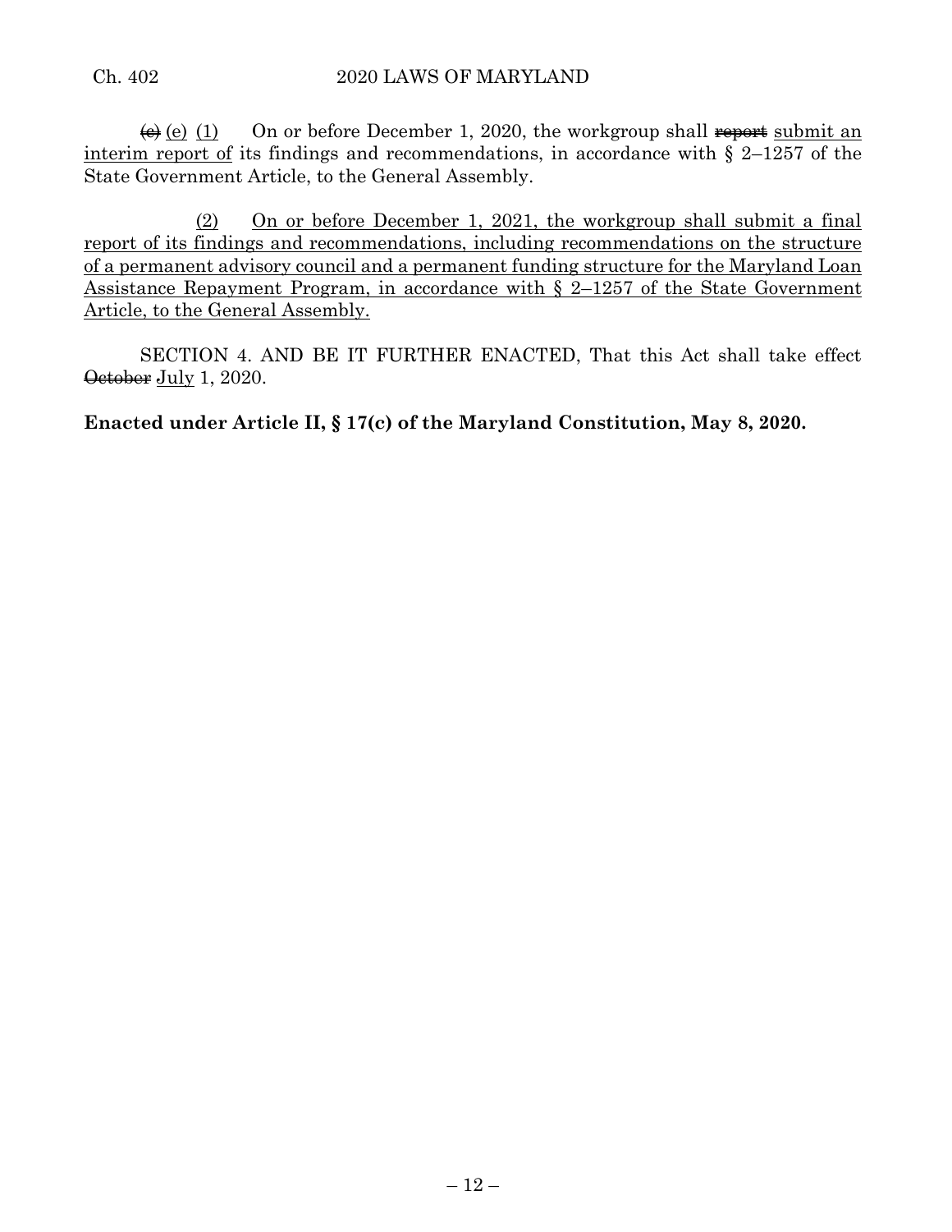~~(e)~~ (e) (1) On or before December 1, 2020, the workgroup shall ~~report~~ submit an interim report of its findings and recommendations, in accordance with § 2–1257 of the State Government Article, to the General Assembly.

(2) On or before December 1, 2021, the workgroup shall submit a final report of its findings and recommendations, including recommendations on the structure of a permanent advisory council and a permanent funding structure for the Maryland Loan Assistance Repayment Program, in accordance with § 2–1257 of the State Government Article, to the General Assembly.

SECTION 4. AND BE IT FURTHER ENACTED, That this Act shall take effect ~~October~~ July 1, 2020.

**Enacted under Article II, § 17(c) of the Maryland Constitution, May 8, 2020.**